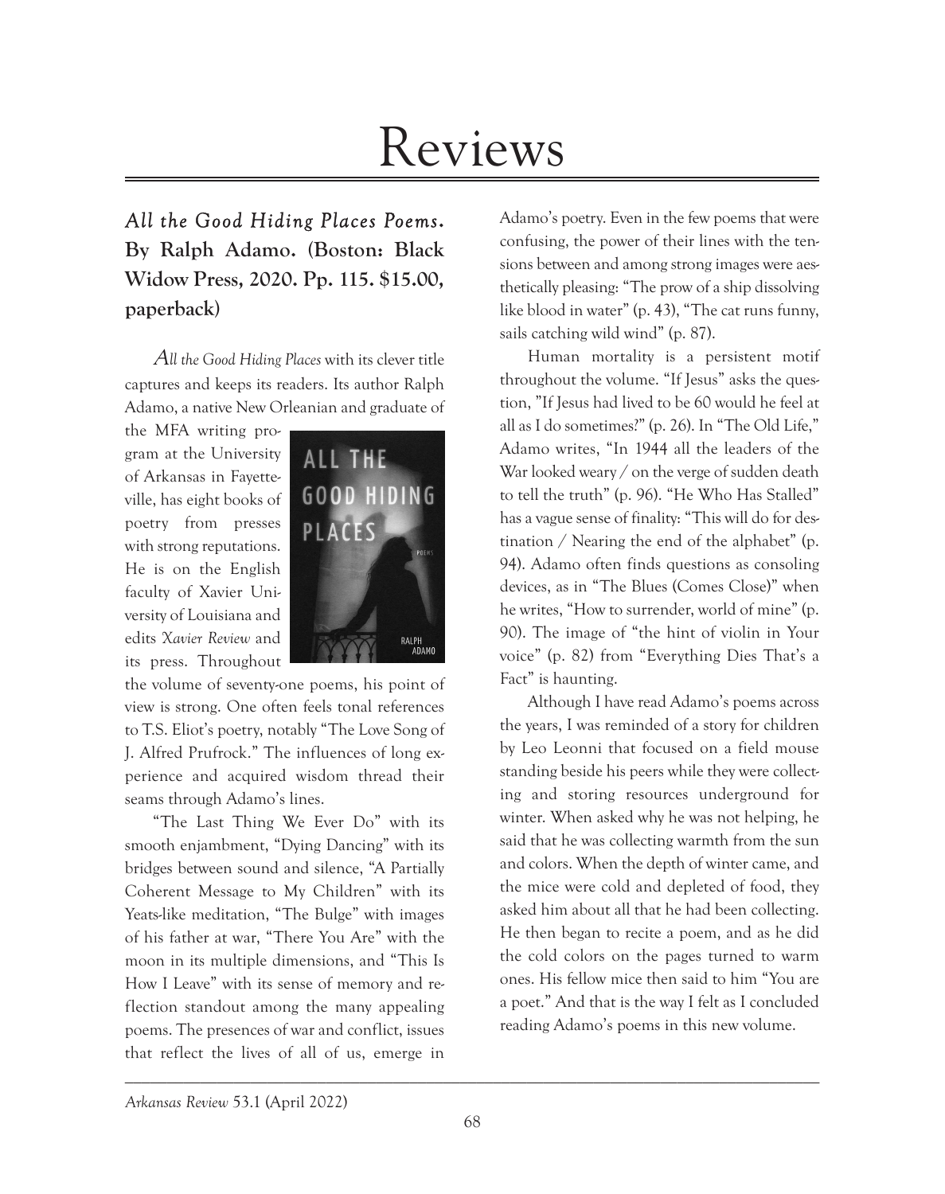# Reviews

***All the Good Hiding Places Poems*. By Ralph Adamo. (Boston: Black Widow Press, 2020. Pp. 115. $15.00, paperback)**

*All the Good Hiding Places* with its clever title captures and keeps its readers. Its author Ralph Adamo, a native New Orleanian and graduate of the MFA writing program at the University of Arkansas in Fayetteville, has eight books of poetry from presses with strong reputations. He is on the English faculty of Xavier University of Louisiana and edits *Xavier Review* and its press. Throughout the volume of seventy-one poems, his point of view is strong. One often feels tonal references to T.S. Eliot's poetry, notably "The Love Song of J. Alfred Prufrock." The influences of long experience and acquired wisdom thread their seams through Adamo's lines.

"The Last Thing We Ever Do" with its smooth enjambment, "Dying Dancing" with its bridges between sound and silence, "A Partially Coherent Message to My Children" with its Yeats-like meditation, "The Bulge" with images of his father at war, "There You Are" with the moon in its multiple dimensions, and "This Is How I Leave" with its sense of memory and reflection standout among the many appealing poems. The presences of war and conflict, issues that reflect the lives of all of us, emerge in Adamo's poetry. Even in the few poems that were confusing, the power of their lines with the tensions between and among strong images were aesthetically pleasing: "The prow of a ship dissolving like blood in water" (p. 43), "The cat runs funny, sails catching wild wind" (p. 87).

Human mortality is a persistent motif throughout the volume. "If Jesus" asks the question, "If Jesus had lived to be 60 would he feel at all as I do sometimes?" (p. 26). In "The Old Life," Adamo writes, "In 1944 all the leaders of the War looked weary / on the verge of sudden death to tell the truth" (p. 96). "He Who Has Stalled" has a vague sense of finality: "This will do for destination / Nearing the end of the alphabet" (p. 94). Adamo often finds questions as consoling devices, as in "The Blues (Comes Close)" when he writes, "How to surrender, world of mine" (p. 90). The image of "the hint of violin in Your voice" (p. 82) from "Everything Dies That's a Fact" is haunting.

Although I have read Adamo's poems across the years, I was reminded of a story for children by Leo Leonni that focused on a field mouse standing beside his peers while they were collecting and storing resources underground for winter. When asked why he was not helping, he said that he was collecting warmth from the sun and colors. When the depth of winter came, and the mice were cold and depleted of food, they asked him about all that he had been collecting. He then began to recite a poem, and as he did the cold colors on the pages turned to warm ones. His fellow mice then said to him "You are a poet." And that is the way I felt as I concluded reading Adamo's poems in this new volume.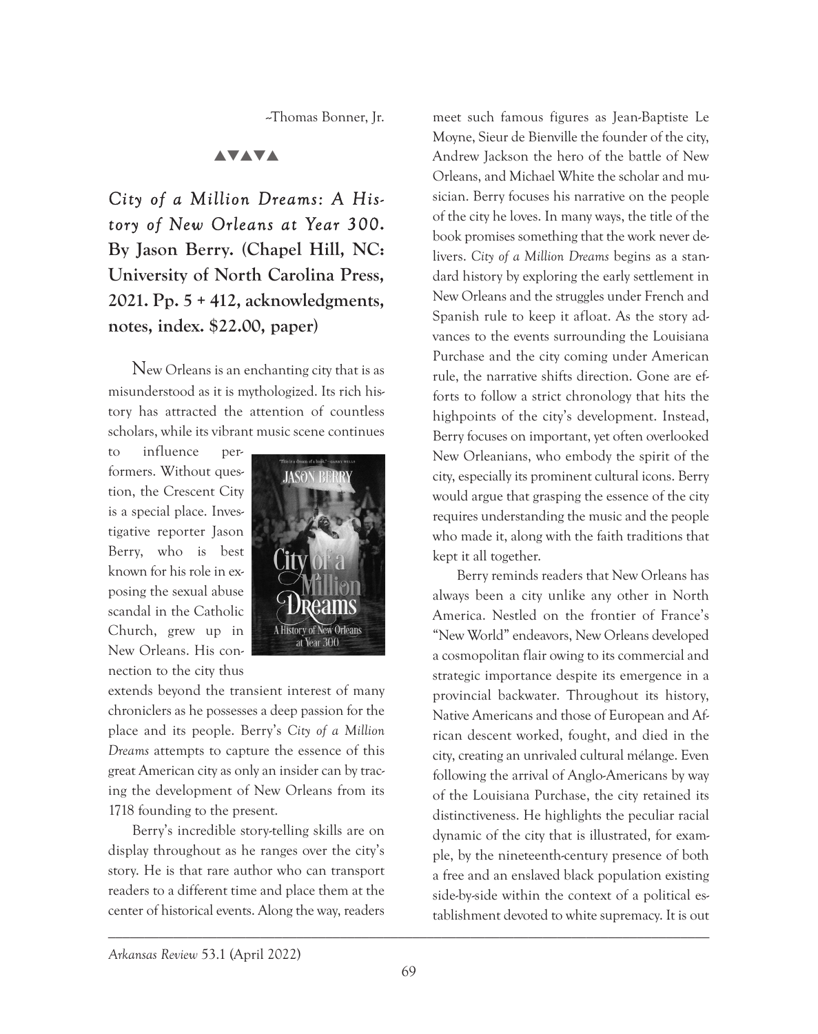–Thomas Bonner, Jr.

▲▼▲▼▲

## *City of a Million Dreams: A History of New Orleans at Year 300.* By Jason Berry. (Chapel Hill, NC: University of North Carolina Press, 2021. Pp. 5 + 412, acknowledgments, notes, index. $22.00, paper)

New Orleans is an enchanting city that is as misunderstood as it is mythologized. Its rich history has attracted the attention of countless scholars, while its vibrant music scene continues to influence performers. Without question, the Crescent City is a special place. Investigative reporter Jason Berry, who is best known for his role in exposing the sexual abuse scandal in the Catholic Church, grew up in New Orleans. His connection to the city thus extends beyond the transient interest of many chroniclers as he possesses a deep passion for the place and its people. Berry's *City of a Million Dreams* attempts to capture the essence of this great American city as only an insider can by tracing the development of New Orleans from its 1718 founding to the present.

Berry's incredible story-telling skills are on display throughout as he ranges over the city's story. He is that rare author who can transport readers to a different time and place them at the center of historical events. Along the way, readers meet such famous figures as Jean-Baptiste Le Moyne, Sieur de Bienville the founder of the city, Andrew Jackson the hero of the battle of New Orleans, and Michael White the scholar and musician. Berry focuses his narrative on the people of the city he loves. In many ways, the title of the book promises something that the work never delivers. *City of a Million Dreams* begins as a standard history by exploring the early settlement in New Orleans and the struggles under French and Spanish rule to keep it afloat. As the story advances to the events surrounding the Louisiana Purchase and the city coming under American rule, the narrative shifts direction. Gone are efforts to follow a strict chronology that hits the highpoints of the city's development. Instead, Berry focuses on important, yet often overlooked New Orleanians, who embody the spirit of the city, especially its prominent cultural icons. Berry would argue that grasping the essence of the city requires understanding the music and the people who made it, along with the faith traditions that kept it all together.

Berry reminds readers that New Orleans has always been a city unlike any other in North America. Nestled on the frontier of France's "New World" endeavors, New Orleans developed a cosmopolitan flair owing to its commercial and strategic importance despite its emergence in a provincial backwater. Throughout its history, Native Americans and those of European and African descent worked, fought, and died in the city, creating an unrivaled cultural mélange. Even following the arrival of Anglo-Americans by way of the Louisiana Purchase, the city retained its distinctiveness. He highlights the peculiar racial dynamic of the city that is illustrated, for example, by the nineteenth-century presence of both a free and an enslaved black population existing side-by-side within the context of a political establishment devoted to white supremacy. It is out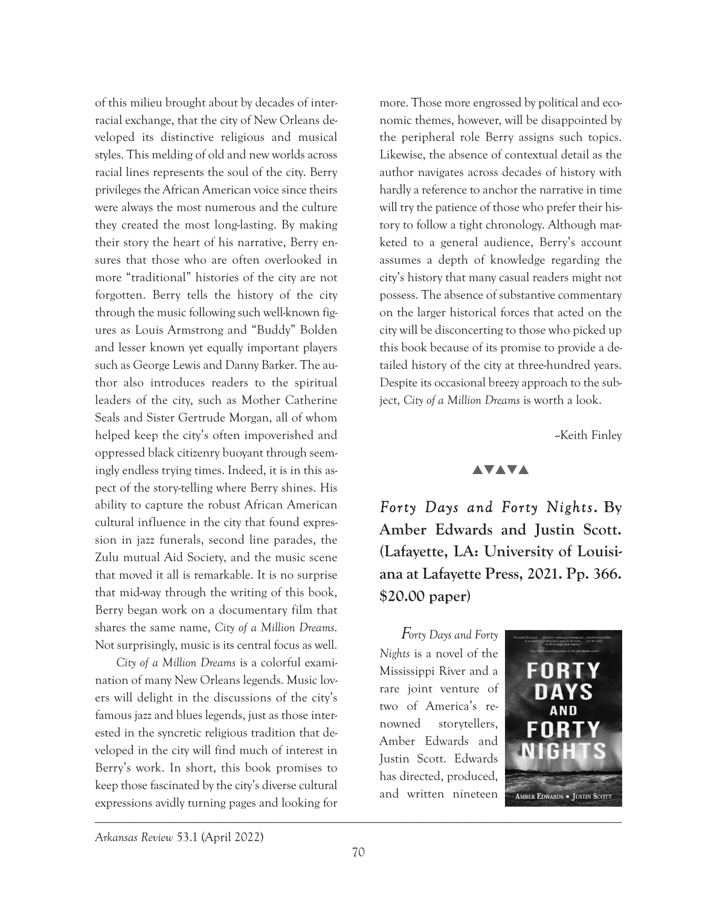of this milieu brought about by decades of interracial exchange, that the city of New Orleans developed its distinctive religious and musical styles. This melding of old and new worlds across racial lines represents the soul of the city. Berry privileges the African American voice since theirs were always the most numerous and the culture they created the most long-lasting. By making their story the heart of his narrative, Berry ensures that those who are often overlooked in more "traditional" histories of the city are not forgotten. Berry tells the history of the city through the music following such well-known figures as Louis Armstrong and "Buddy" Bolden and lesser known yet equally important players such as George Lewis and Danny Barker. The author also introduces readers to the spiritual leaders of the city, such as Mother Catherine Seals and Sister Gertrude Morgan, all of whom helped keep the city's often impoverished and oppressed black citizenry buoyant through seemingly endless trying times. Indeed, it is in this aspect of the story-telling where Berry shines. His ability to capture the robust African American cultural influence in the city that found expression in jazz funerals, second line parades, the Zulu mutual Aid Society, and the music scene that moved it all is remarkable. It is no surprise that mid-way through the writing of this book, Berry began work on a documentary film that shares the same name, *City of a Million Dreams*. Not surprisingly, music is its central focus as well.

*City of a Million Dreams* is a colorful examination of many New Orleans legends. Music lovers will delight in the discussions of the city's famous jazz and blues legends, just as those interested in the syncretic religious tradition that developed in the city will find much of interest in Berry's work. In short, this book promises to keep those fascinated by the city's diverse cultural expressions avidly turning pages and looking for more. Those more engrossed by political and economic themes, however, will be disappointed by the peripheral role Berry assigns such topics. Likewise, the absence of contextual detail as the author navigates across decades of history with hardly a reference to anchor the narrative in time will try the patience of those who prefer their history to follow a tight chronology. Although marketed to a general audience, Berry's account assumes a depth of knowledge regarding the city's history that many casual readers might not possess. The absence of substantive commentary on the larger historical forces that acted on the city will be disconcerting to those who picked up this book because of its promise to provide a detailed history of the city at three-hundred years. Despite its occasional breezy approach to the subject, *City of a Million Dreams* is worth a look.

–Keith Finley

▲▼▲▼▲

## *Forty Days and Forty Nights*. By Amber Edwards and Justin Scott. (Lafayette, LA: University of Louisiana at Lafayette Press, 2021. Pp. 366. $20.00 paper)

*Forty Days and Forty Nights* is a novel of the Mississippi River and a rare joint venture of two of America's renowned storytellers, Amber Edwards and Justin Scott. Edwards has directed, produced, and written nineteen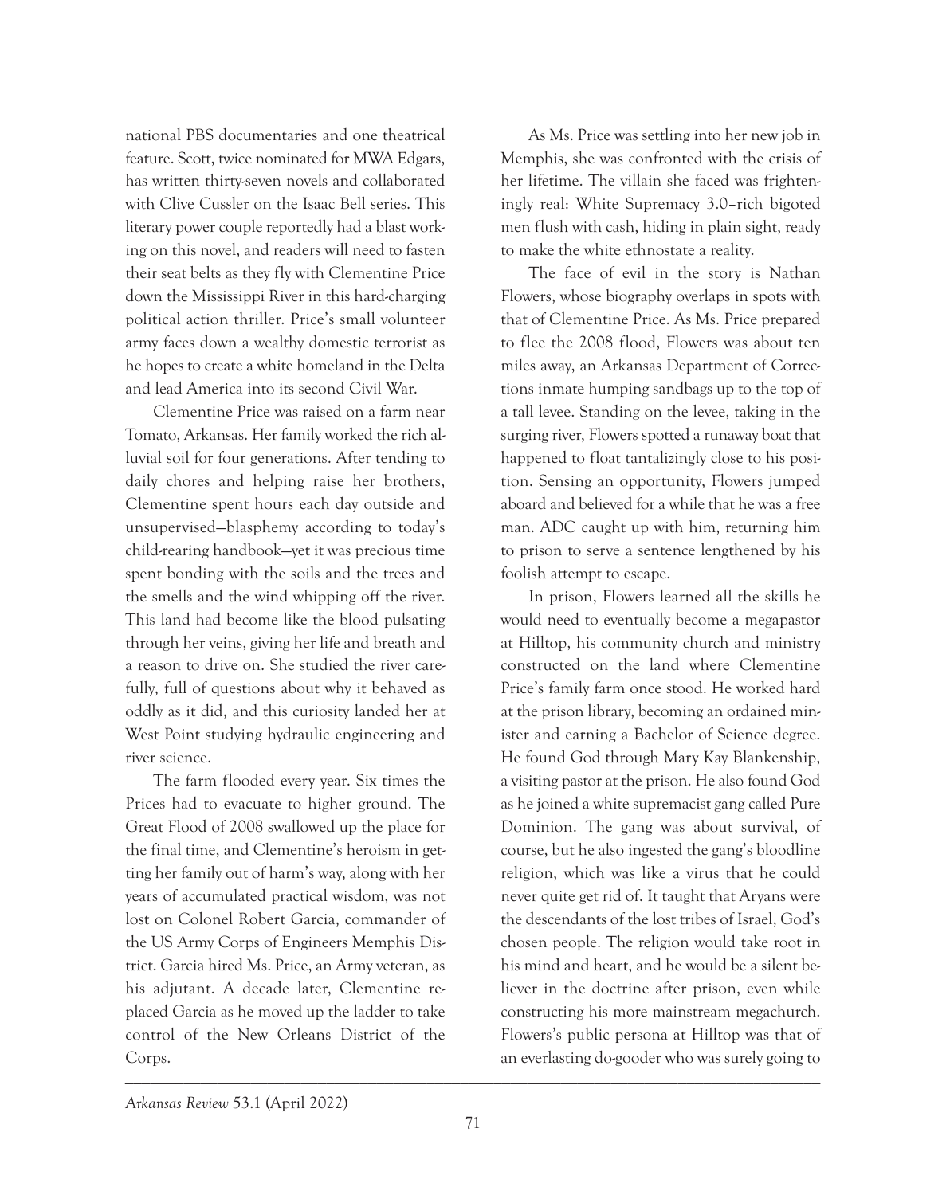national PBS documentaries and one theatrical feature. Scott, twice nominated for MWA Edgars, has written thirty-seven novels and collaborated with Clive Cussler on the Isaac Bell series. This literary power couple reportedly had a blast working on this novel, and readers will need to fasten their seat belts as they fly with Clementine Price down the Mississippi River in this hard-charging political action thriller. Price's small volunteer army faces down a wealthy domestic terrorist as he hopes to create a white homeland in the Delta and lead America into its second Civil War.

Clementine Price was raised on a farm near Tomato, Arkansas. Her family worked the rich alluvial soil for four generations. After tending to daily chores and helping raise her brothers, Clementine spent hours each day outside and unsupervised—blasphemy according to today's child-rearing handbook—yet it was precious time spent bonding with the soils and the trees and the smells and the wind whipping off the river. This land had become like the blood pulsating through her veins, giving her life and breath and a reason to drive on. She studied the river carefully, full of questions about why it behaved as oddly as it did, and this curiosity landed her at West Point studying hydraulic engineering and river science.

The farm flooded every year. Six times the Prices had to evacuate to higher ground. The Great Flood of 2008 swallowed up the place for the final time, and Clementine's heroism in getting her family out of harm's way, along with her years of accumulated practical wisdom, was not lost on Colonel Robert Garcia, commander of the US Army Corps of Engineers Memphis District. Garcia hired Ms. Price, an Army veteran, as his adjutant. A decade later, Clementine replaced Garcia as he moved up the ladder to take control of the New Orleans District of the Corps.

As Ms. Price was settling into her new job in Memphis, she was confronted with the crisis of her lifetime. The villain she faced was frighteningly real: White Supremacy 3.0–rich bigoted men flush with cash, hiding in plain sight, ready to make the white ethnostate a reality.

The face of evil in the story is Nathan Flowers, whose biography overlaps in spots with that of Clementine Price. As Ms. Price prepared to flee the 2008 flood, Flowers was about ten miles away, an Arkansas Department of Corrections inmate humping sandbags up to the top of a tall levee. Standing on the levee, taking in the surging river, Flowers spotted a runaway boat that happened to float tantalizingly close to his position. Sensing an opportunity, Flowers jumped aboard and believed for a while that he was a free man. ADC caught up with him, returning him to prison to serve a sentence lengthened by his foolish attempt to escape.

In prison, Flowers learned all the skills he would need to eventually become a megapastor at Hilltop, his community church and ministry constructed on the land where Clementine Price's family farm once stood. He worked hard at the prison library, becoming an ordained minister and earning a Bachelor of Science degree. He found God through Mary Kay Blankenship, a visiting pastor at the prison. He also found God as he joined a white supremacist gang called Pure Dominion. The gang was about survival, of course, but he also ingested the gang's bloodline religion, which was like a virus that he could never quite get rid of. It taught that Aryans were the descendants of the lost tribes of Israel, God's chosen people. The religion would take root in his mind and heart, and he would be a silent believer in the doctrine after prison, even while constructing his more mainstream megachurch. Flowers's public persona at Hilltop was that of an everlasting do-gooder who was surely going to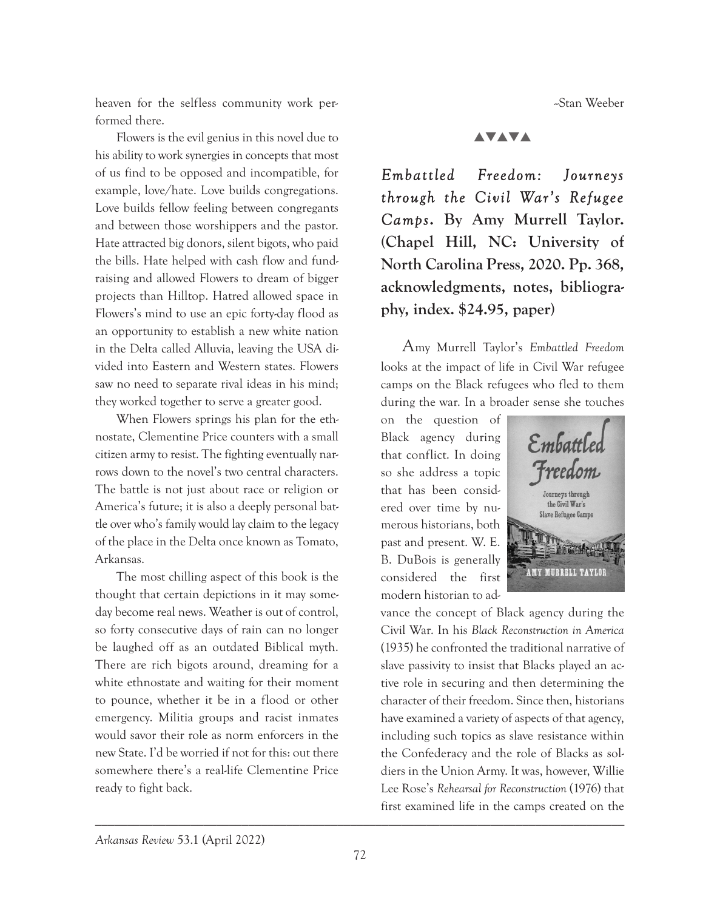heaven for the selfless community work performed there.

Flowers is the evil genius in this novel due to his ability to work synergies in concepts that most of us find to be opposed and incompatible, for example, love/hate. Love builds congregations. Love builds fellow feeling between congregants and between those worshippers and the pastor. Hate attracted big donors, silent bigots, who paid the bills. Hate helped with cash flow and fundraising and allowed Flowers to dream of bigger projects than Hilltop. Hatred allowed space in Flowers's mind to use an epic forty-day flood as an opportunity to establish a new white nation in the Delta called Alluvia, leaving the USA divided into Eastern and Western states. Flowers saw no need to separate rival ideas in his mind; they worked together to serve a greater good.

When Flowers springs his plan for the ethnostate, Clementine Price counters with a small citizen army to resist. The fighting eventually narrows down to the novel's two central characters. The battle is not just about race or religion or America's future; it is also a deeply personal battle over who's family would lay claim to the legacy of the place in the Delta once known as Tomato, Arkansas.

The most chilling aspect of this book is the thought that certain depictions in it may someday become real news. Weather is out of control, so forty consecutive days of rain can no longer be laughed off as an outdated Biblical myth. There are rich bigots around, dreaming for a white ethnostate and waiting for their moment to pounce, whether it be in a flood or other emergency. Militia groups and racist inmates would savor their role as norm enforcers in the new State. I'd be worried if not for this: out there somewhere there's a real-life Clementine Price ready to fight back.

~Stan Weeber

▲▼▲▼▲

## *Embattled Freedom: Journeys through the Civil War's Refugee Camps.* By Amy Murrell Taylor. (Chapel Hill, NC: University of North Carolina Press, 2020. Pp. 368, acknowledgments, notes, bibliography, index. $24.95, paper)

Amy Murrell Taylor's *Embattled Freedom* looks at the impact of life in Civil War refugee camps on the Black refugees who fled to them during the war. In a broader sense she touches on the question of Black agency during that conflict. In doing so she address a topic that has been considered over time by numerous historians, both past and present. W. E. B. DuBois is generally considered the first modern historian to advance the concept of Black agency during the Civil War. In his *Black Reconstruction in America* (1935) he confronted the traditional narrative of slave passivity to insist that Blacks played an active role in securing and then determining the character of their freedom. Since then, historians have examined a variety of aspects of that agency, including such topics as slave resistance within the Confederacy and the role of Blacks as soldiers in the Union Army. It was, however, Willie Lee Rose's *Rehearsal for Reconstruction* (1976) that first examined life in the camps created on the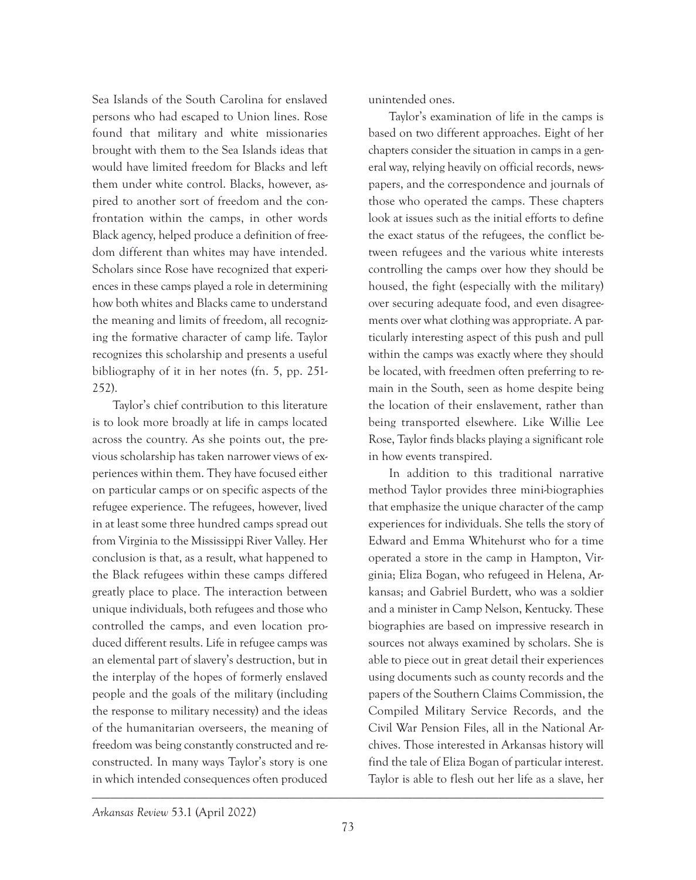Sea Islands of the South Carolina for enslaved persons who had escaped to Union lines. Rose found that military and white missionaries brought with them to the Sea Islands ideas that would have limited freedom for Blacks and left them under white control. Blacks, however, aspired to another sort of freedom and the confrontation within the camps, in other words Black agency, helped produce a definition of freedom different than whites may have intended. Scholars since Rose have recognized that experiences in these camps played a role in determining how both whites and Blacks came to understand the meaning and limits of freedom, all recognizing the formative character of camp life. Taylor recognizes this scholarship and presents a useful bibliography of it in her notes (fn. 5, pp. 251-252).

Taylor's chief contribution to this literature is to look more broadly at life in camps located across the country. As she points out, the previous scholarship has taken narrower views of experiences within them. They have focused either on particular camps or on specific aspects of the refugee experience. The refugees, however, lived in at least some three hundred camps spread out from Virginia to the Mississippi River Valley. Her conclusion is that, as a result, what happened to the Black refugees within these camps differed greatly place to place. The interaction between unique individuals, both refugees and those who controlled the camps, and even location produced different results. Life in refugee camps was an elemental part of slavery's destruction, but in the interplay of the hopes of formerly enslaved people and the goals of the military (including the response to military necessity) and the ideas of the humanitarian overseers, the meaning of freedom was being constantly constructed and reconstructed. In many ways Taylor's story is one in which intended consequences often produced unintended ones.

Taylor's examination of life in the camps is based on two different approaches. Eight of her chapters consider the situation in camps in a general way, relying heavily on official records, newspapers, and the correspondence and journals of those who operated the camps. These chapters look at issues such as the initial efforts to define the exact status of the refugees, the conflict between refugees and the various white interests controlling the camps over how they should be housed, the fight (especially with the military) over securing adequate food, and even disagreements over what clothing was appropriate. A particularly interesting aspect of this push and pull within the camps was exactly where they should be located, with freedmen often preferring to remain in the South, seen as home despite being the location of their enslavement, rather than being transported elsewhere. Like Willie Lee Rose, Taylor finds blacks playing a significant role in how events transpired.

In addition to this traditional narrative method Taylor provides three mini-biographies that emphasize the unique character of the camp experiences for individuals. She tells the story of Edward and Emma Whitehurst who for a time operated a store in the camp in Hampton, Virginia; Eliza Bogan, who refugeed in Helena, Arkansas; and Gabriel Burdett, who was a soldier and a minister in Camp Nelson, Kentucky. These biographies are based on impressive research in sources not always examined by scholars. She is able to piece out in great detail their experiences using documents such as county records and the papers of the Southern Claims Commission, the Compiled Military Service Records, and the Civil War Pension Files, all in the National Archives. Those interested in Arkansas history will find the tale of Eliza Bogan of particular interest. Taylor is able to flesh out her life as a slave, her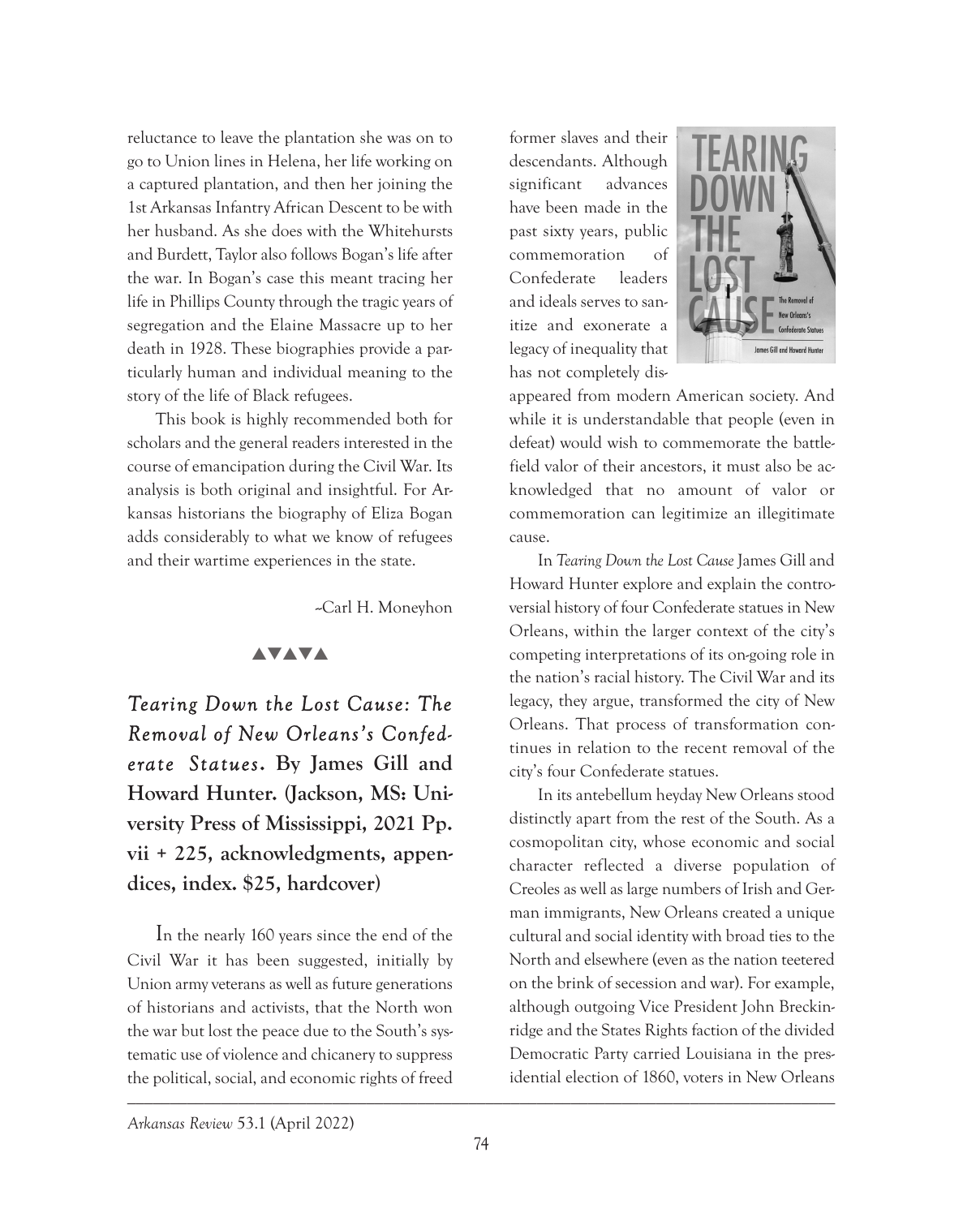reluctance to leave the plantation she was on to go to Union lines in Helena, her life working on a captured plantation, and then her joining the 1st Arkansas Infantry African Descent to be with her husband. As she does with the Whitehursts and Burdett, Taylor also follows Bogan's life after the war. In Bogan's case this meant tracing her life in Phillips County through the tragic years of segregation and the Elaine Massacre up to her death in 1928. These biographies provide a particularly human and individual meaning to the story of the life of Black refugees.

This book is highly recommended both for scholars and the general readers interested in the course of emancipation during the Civil War. Its analysis is both original and insightful. For Arkansas historians the biography of Eliza Bogan adds considerably to what we know of refugees and their wartime experiences in the state.

–Carl H. Moneyhon

▲▼▲▼▲

***Tearing Down the Lost Cause: The Removal of New Orleans's Confederate Statues.* By James Gill and Howard Hunter. (Jackson, MS: University Press of Mississippi, 2021 Pp. vii + 225, acknowledgments, appendices, index. $25, hardcover)**

In the nearly 160 years since the end of the Civil War it has been suggested, initially by Union army veterans as well as future generations of historians and activists, that the North won the war but lost the peace due to the South's systematic use of violence and chicanery to suppress the political, social, and economic rights of freed former slaves and their descendants. Although significant advances have been made in the past sixty years, public commemoration of Confederate leaders and ideals serves to sanitize and exonerate a legacy of inequality that has not completely disappeared from modern American society. And while it is understandable that people (even in defeat) would wish to commemorate the battlefield valor of their ancestors, it must also be acknowledged that no amount of valor or commemoration can legitimize an illegitimate cause.

In *Tearing Down the Lost Cause* James Gill and Howard Hunter explore and explain the controversial history of four Confederate statues in New Orleans, within the larger context of the city's competing interpretations of its on-going role in the nation's racial history. The Civil War and its legacy, they argue, transformed the city of New Orleans. That process of transformation continues in relation to the recent removal of the city's four Confederate statues.

In its antebellum heyday New Orleans stood distinctly apart from the rest of the South. As a cosmopolitan city, whose economic and social character reflected a diverse population of Creoles as well as large numbers of Irish and German immigrants, New Orleans created a unique cultural and social identity with broad ties to the North and elsewhere (even as the nation teetered on the brink of secession and war). For example, although outgoing Vice President John Breckinridge and the States Rights faction of the divided Democratic Party carried Louisiana in the presidential election of 1860, voters in New Orleans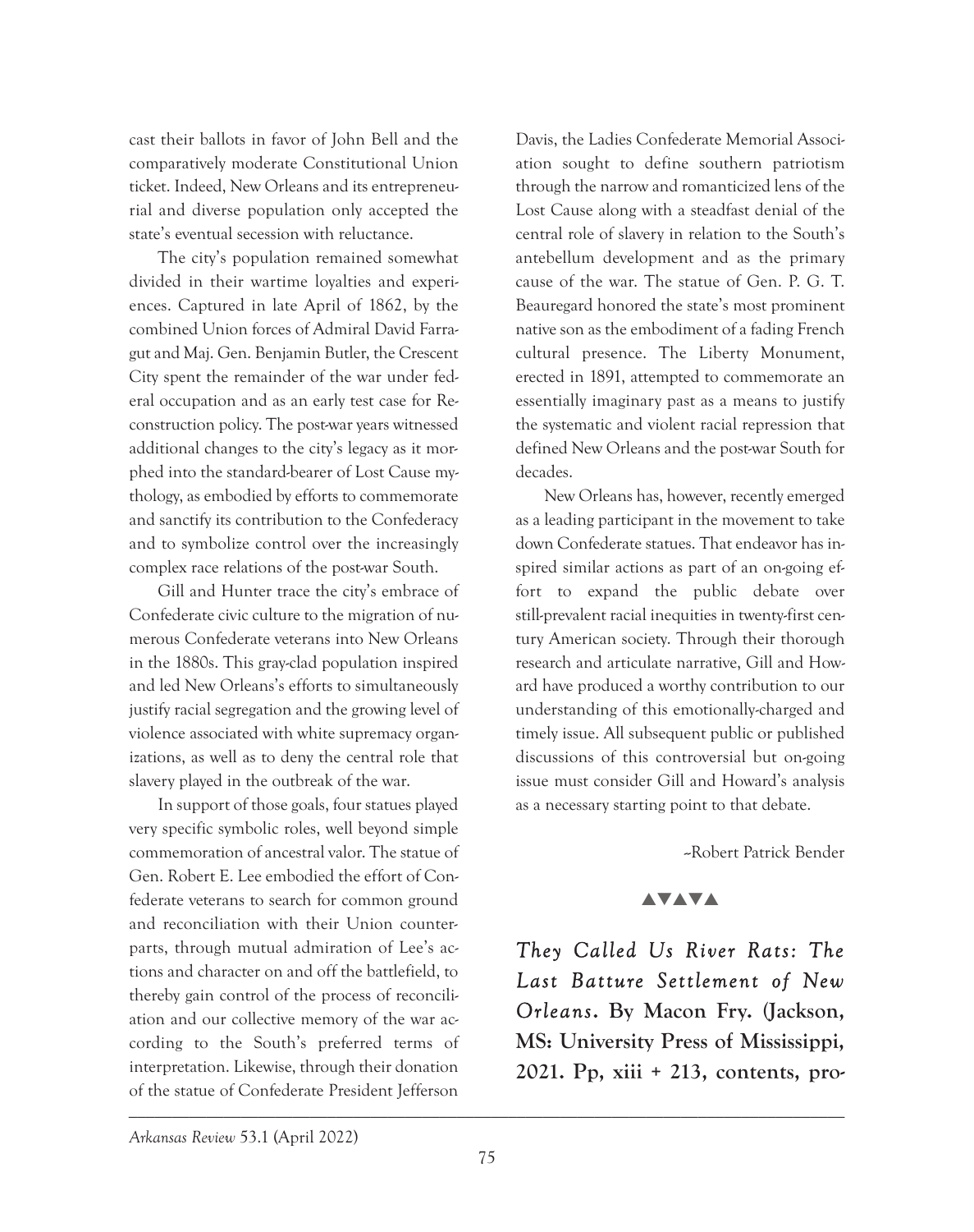cast their ballots in favor of John Bell and the comparatively moderate Constitutional Union ticket. Indeed, New Orleans and its entrepreneurial and diverse population only accepted the state's eventual secession with reluctance.

The city's population remained somewhat divided in their wartime loyalties and experiences. Captured in late April of 1862, by the combined Union forces of Admiral David Farragut and Maj. Gen. Benjamin Butler, the Crescent City spent the remainder of the war under federal occupation and as an early test case for Reconstruction policy. The post-war years witnessed additional changes to the city's legacy as it morphed into the standard-bearer of Lost Cause mythology, as embodied by efforts to commemorate and sanctify its contribution to the Confederacy and to symbolize control over the increasingly complex race relations of the post-war South.

Gill and Hunter trace the city's embrace of Confederate civic culture to the migration of numerous Confederate veterans into New Orleans in the 1880s. This gray-clad population inspired and led New Orleans's efforts to simultaneously justify racial segregation and the growing level of violence associated with white supremacy organizations, as well as to deny the central role that slavery played in the outbreak of the war.

In support of those goals, four statues played very specific symbolic roles, well beyond simple commemoration of ancestral valor. The statue of Gen. Robert E. Lee embodied the effort of Confederate veterans to search for common ground and reconciliation with their Union counterparts, through mutual admiration of Lee's actions and character on and off the battlefield, to thereby gain control of the process of reconciliation and our collective memory of the war according to the South's preferred terms of interpretation. Likewise, through their donation of the statue of Confederate President Jefferson Davis, the Ladies Confederate Memorial Association sought to define southern patriotism through the narrow and romanticized lens of the Lost Cause along with a steadfast denial of the central role of slavery in relation to the South's antebellum development and as the primary cause of the war. The statue of Gen. P. G. T. Beauregard honored the state's most prominent native son as the embodiment of a fading French cultural presence. The Liberty Monument, erected in 1891, attempted to commemorate an essentially imaginary past as a means to justify the systematic and violent racial repression that defined New Orleans and the post-war South for decades.

New Orleans has, however, recently emerged as a leading participant in the movement to take down Confederate statues. That endeavor has inspired similar actions as part of an on-going effort to expand the public debate over still-prevalent racial inequities in twenty-first century American society. Through their thorough research and articulate narrative, Gill and Howard have produced a worthy contribution to our understanding of this emotionally-charged and timely issue. All subsequent public or published discussions of this controversial but on-going issue must consider Gill and Howard's analysis as a necessary starting point to that debate.

–Robert Patrick Bender

▲▼▲▼▲

***They Called Us River Rats: The Last Batture Settlement of New Orleans*. By Macon Fry. (Jackson, MS: University Press of Mississippi, 2021. Pp, xiii + 213, contents, pro-**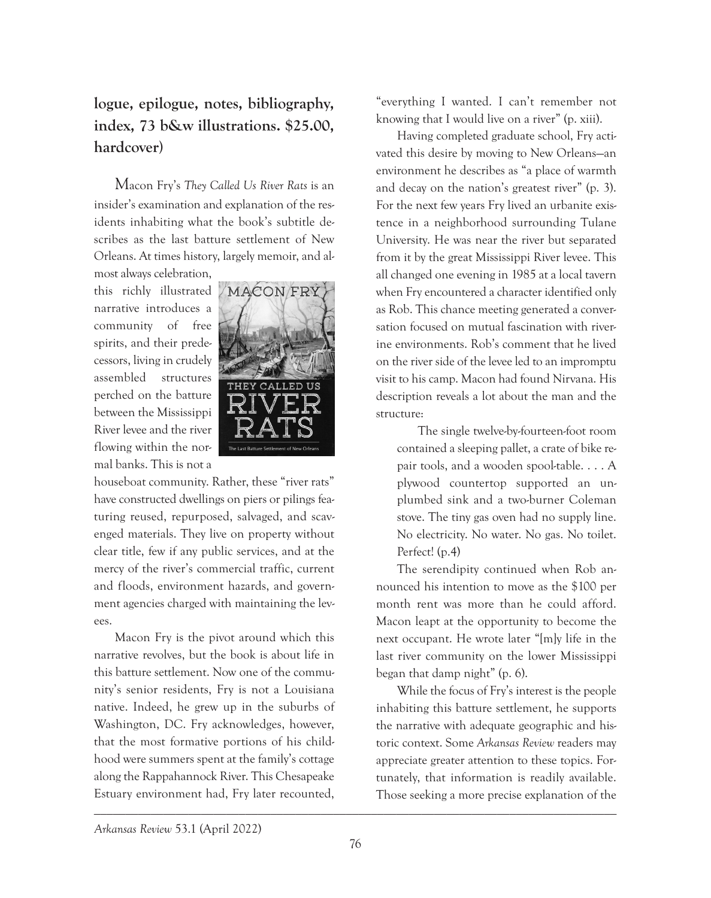**logue, epilogue, notes, bibliography, index, 73 b&w illustrations. $25.00, hardcover)**

Macon Fry's *They Called Us River Rats* is an insider's examination and explanation of the residents inhabiting what the book's subtitle describes as the last batture settlement of New Orleans. At times history, largely memoir, and almost always celebration, this richly illustrated narrative introduces a community of free spirits, and their predecessors, living in crudely assembled structures perched on the batture between the Mississippi River levee and the river flowing within the normal banks. This is not a houseboat community. Rather, these "river rats" have constructed dwellings on piers or pilings featuring reused, repurposed, salvaged, and scavenged materials. They live on property without clear title, few if any public services, and at the mercy of the river's commercial traffic, current and floods, environment hazards, and government agencies charged with maintaining the levees.

Macon Fry is the pivot around which this narrative revolves, but the book is about life in this batture settlement. Now one of the community's senior residents, Fry is not a Louisiana native. Indeed, he grew up in the suburbs of Washington, DC. Fry acknowledges, however, that the most formative portions of his childhood were summers spent at the family's cottage along the Rappahannock River. This Chesapeake Estuary environment had, Fry later recounted, "everything I wanted. I can't remember not knowing that I would live on a river" (p. xiii).

Having completed graduate school, Fry activated this desire by moving to New Orleans—an environment he describes as "a place of warmth and decay on the nation's greatest river" (p. 3). For the next few years Fry lived an urbanite existence in a neighborhood surrounding Tulane University. He was near the river but separated from it by the great Mississippi River levee. This all changed one evening in 1985 at a local tavern when Fry encountered a character identified only as Rob. This chance meeting generated a conversation focused on mutual fascination with riverine environments. Rob's comment that he lived on the river side of the levee led to an impromptu visit to his camp. Macon had found Nirvana. His description reveals a lot about the man and the structure:

> The single twelve-by-fourteen-foot room contained a sleeping pallet, a crate of bike repair tools, and a wooden spool-table. . . . A plywood countertop supported an unplumbed sink and a two-burner Coleman stove. The tiny gas oven had no supply line. No electricity. No water. No gas. No toilet. Perfect! (p.4)

The serendipity continued when Rob announced his intention to move as the $100 per month rent was more than he could afford. Macon leapt at the opportunity to become the next occupant. He wrote later "[m]y life in the last river community on the lower Mississippi began that damp night" (p. 6).

While the focus of Fry's interest is the people inhabiting this batture settlement, he supports the narrative with adequate geographic and historic context. Some *Arkansas Review* readers may appreciate greater attention to these topics. Fortunately, that information is readily available. Those seeking a more precise explanation of the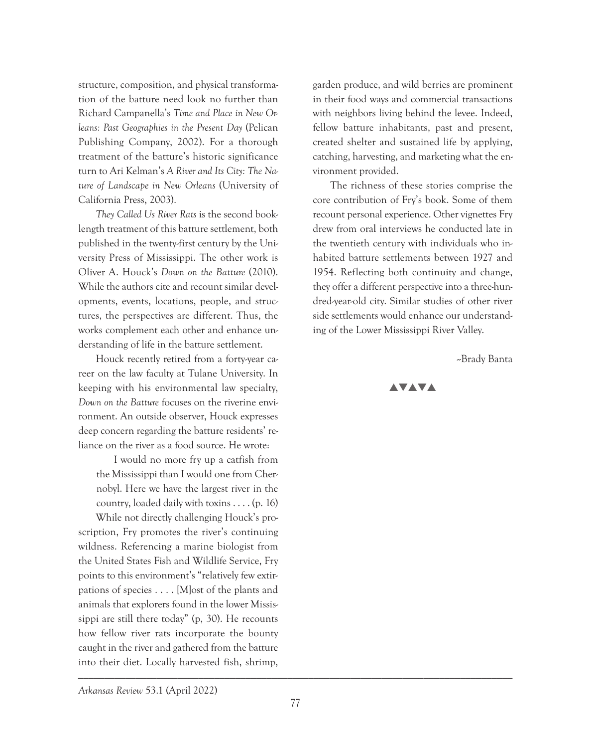structure, composition, and physical transformation of the batture need look no further than Richard Campanella's *Time and Place in New Orleans: Past Geographies in the Present Day* (Pelican Publishing Company, 2002). For a thorough treatment of the batture's historic significance turn to Ari Kelman's *A River and Its City: The Nature of Landscape in New Orleans* (University of California Press, 2003).

*They Called Us River Rats* is the second book-length treatment of this batture settlement, both published in the twenty-first century by the University Press of Mississippi. The other work is Oliver A. Houck's *Down on the Batture* (2010). While the authors cite and recount similar developments, events, locations, people, and structures, the perspectives are different. Thus, the works complement each other and enhance understanding of life in the batture settlement.

Houck recently retired from a forty-year career on the law faculty at Tulane University. In keeping with his environmental law specialty, *Down on the Batture* focuses on the riverine environment. An outside observer, Houck expresses deep concern regarding the batture residents' reliance on the river as a food source. He wrote:

> I would no more fry up a catfish from the Mississippi than I would one from Chernobyl. Here we have the largest river in the country, loaded daily with toxins . . . . (p. 16)

While not directly challenging Houck's proscription, Fry promotes the river's continuing wildness. Referencing a marine biologist from the United States Fish and Wildlife Service, Fry points to this environment's "relatively few extirpations of species . . . . [M]ost of the plants and animals that explorers found in the lower Mississippi are still there today" (p, 30). He recounts how fellow river rats incorporate the bounty caught in the river and gathered from the batture into their diet. Locally harvested fish, shrimp, garden produce, and wild berries are prominent in their food ways and commercial transactions with neighbors living behind the levee. Indeed, fellow batture inhabitants, past and present, created shelter and sustained life by applying, catching, harvesting, and marketing what the environment provided.

The richness of these stories comprise the core contribution of Fry's book. Some of them recount personal experience. Other vignettes Fry drew from oral interviews he conducted late in the twentieth century with individuals who inhabited batture settlements between 1927 and 1954. Reflecting both continuity and change, they offer a different perspective into a three-hundred-year-old city. Similar studies of other river side settlements would enhance our understanding of the Lower Mississippi River Valley.

–Brady Banta

▲▼▲▼▲